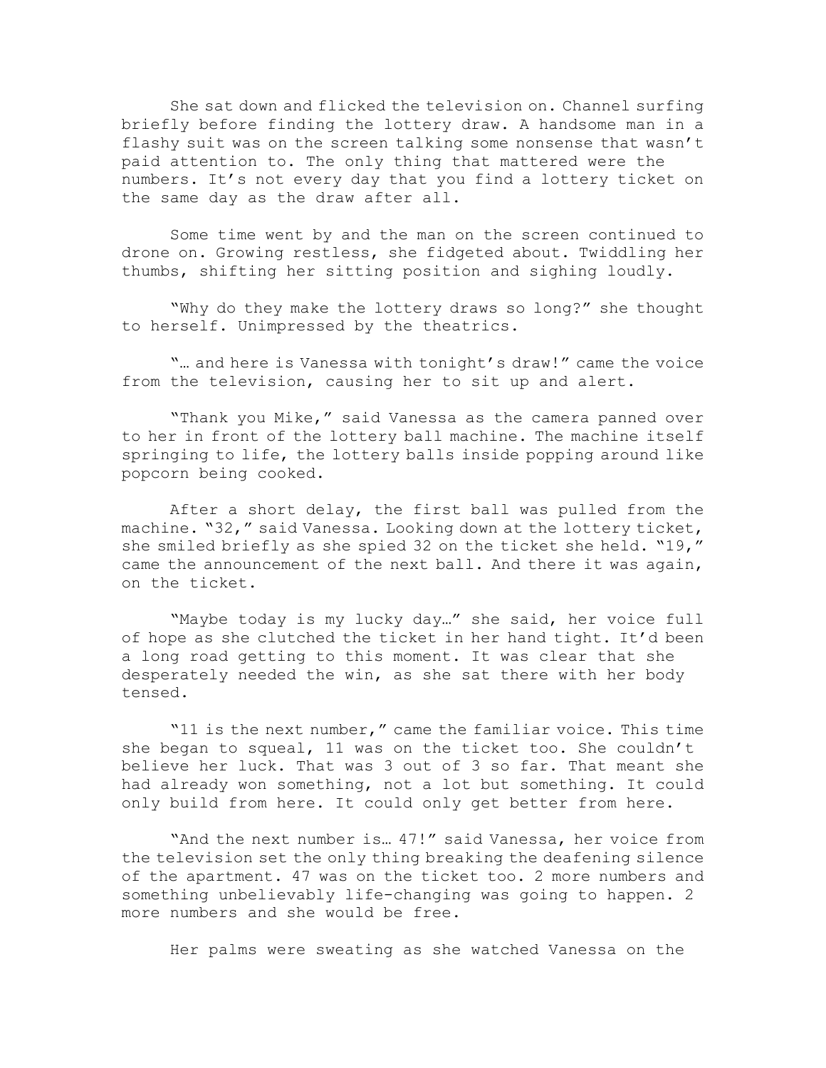She sat down and flicked the television on. Channel surfing briefly before finding the lottery draw. A handsome man in a flashy suit was on the screen talking some nonsense that wasn't paid attention to. The only thing that mattered were the numbers. It's not every day that you find a lottery ticket on the same day as the draw after all.

Some time went by and the man on the screen continued to drone on. Growing restless, she fidgeted about. Twiddling her thumbs, shifting her sitting position and sighing loudly.

"Why do they make the lottery draws so long?" she thought to herself. Unimpressed by the theatrics.

"… and here is Vanessa with tonight's draw!" came the voice from the television, causing her to sit up and alert.

"Thank you Mike," said Vanessa as the camera panned over to her in front of the lottery ball machine. The machine itself springing to life, the lottery balls inside popping around like popcorn being cooked.

After a short delay, the first ball was pulled from the machine. "32," said Vanessa. Looking down at the lottery ticket, she smiled briefly as she spied 32 on the ticket she held. "19," came the announcement of the next ball. And there it was again, on the ticket.

"Maybe today is my lucky day…" she said, her voice full of hope as she clutched the ticket in her hand tight. It'd been a long road getting to this moment. It was clear that she desperately needed the win, as she sat there with her body tensed.

"11 is the next number," came the familiar voice. This time she began to squeal, 11 was on the ticket too. She couldn't believe her luck. That was 3 out of 3 so far. That meant she had already won something, not a lot but something. It could only build from here. It could only get better from here.

"And the next number is… 47!" said Vanessa, her voice from the television set the only thing breaking the deafening silence of the apartment. 47 was on the ticket too. 2 more numbers and something unbelievably life-changing was going to happen. 2 more numbers and she would be free.

Her palms were sweating as she watched Vanessa on the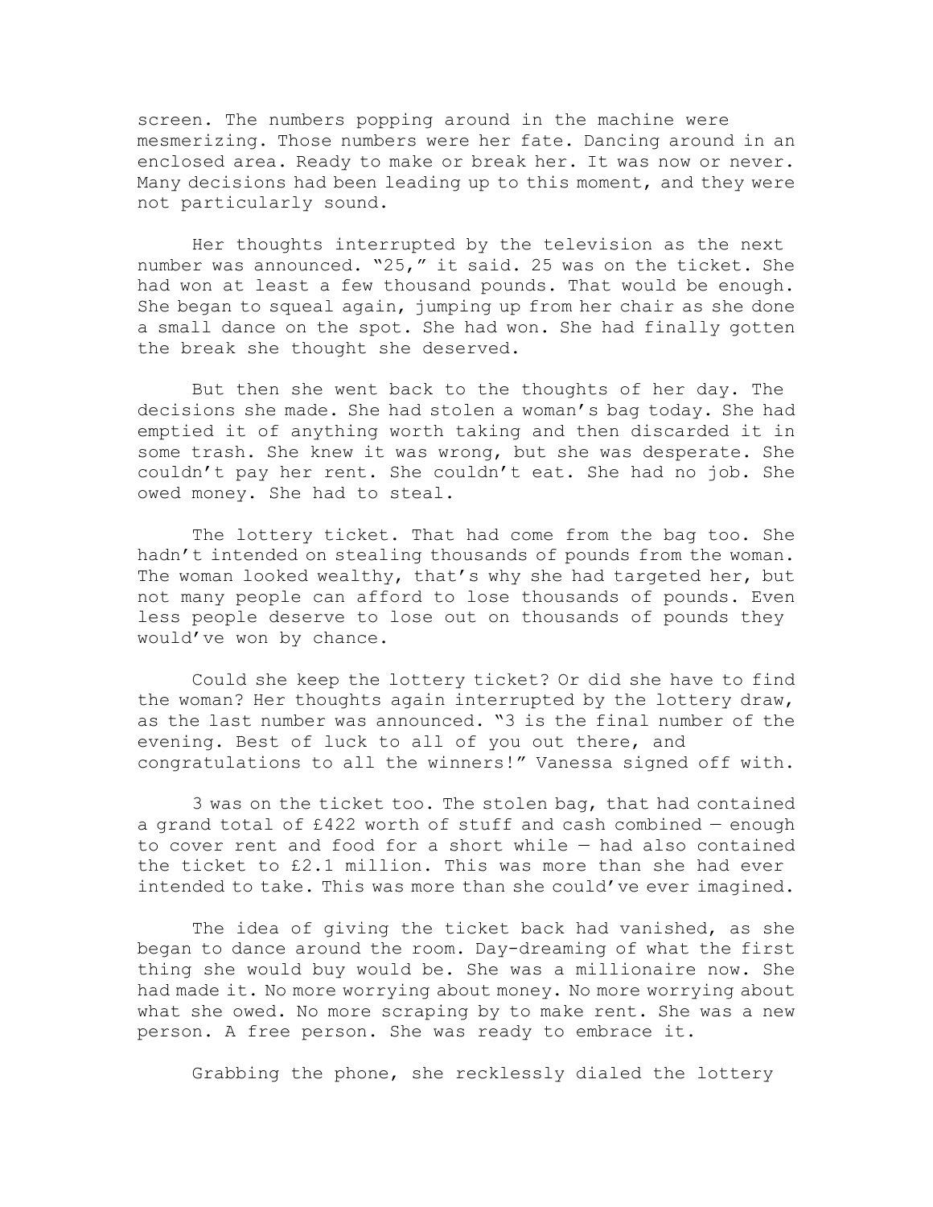screen. The numbers popping around in the machine were mesmerizing. Those numbers were her fate. Dancing around in an enclosed area. Ready to make or break her. It was now or never. Many decisions had been leading up to this moment, and they were not particularly sound.

Her thoughts interrupted by the television as the next number was announced. “25,” it said. 25 was on the ticket. She had won at least a few thousand pounds. That would be enough. She began to squeal again, jumping up from her chair as she done a small dance on the spot. She had won. She had finally gotten the break she thought she deserved.

But then she went back to the thoughts of her day. The decisions she made. She had stolen a woman’s bag today. She had emptied it of anything worth taking and then discarded it in some trash. She knew it was wrong, but she was desperate. She couldn’t pay her rent. She couldn’t eat. She had no job. She owed money. She had to steal.

The lottery ticket. That had come from the bag too. She hadn’t intended on stealing thousands of pounds from the woman. The woman looked wealthy, that’s why she had targeted her, but not many people can afford to lose thousands of pounds. Even less people deserve to lose out on thousands of pounds they would’ve won by chance.

Could she keep the lottery ticket? Or did she have to find the woman? Her thoughts again interrupted by the lottery draw, as the last number was announced. “3 is the final number of the evening. Best of luck to all of you out there, and congratulations to all the winners!” Vanessa signed off with.

3 was on the ticket too. The stolen bag, that had contained a grand total of £422 worth of stuff and cash combined — enough to cover rent and food for a short while — had also contained the ticket to £2.1 million. This was more than she had ever intended to take. This was more than she could’ve ever imagined.

The idea of giving the ticket back had vanished, as she began to dance around the room. Day-dreaming of what the first thing she would buy would be. She was a millionaire now. She had made it. No more worrying about money. No more worrying about what she owed. No more scraping by to make rent. She was a new person. A free person. She was ready to embrace it.

Grabbing the phone, she recklessly dialed the lottery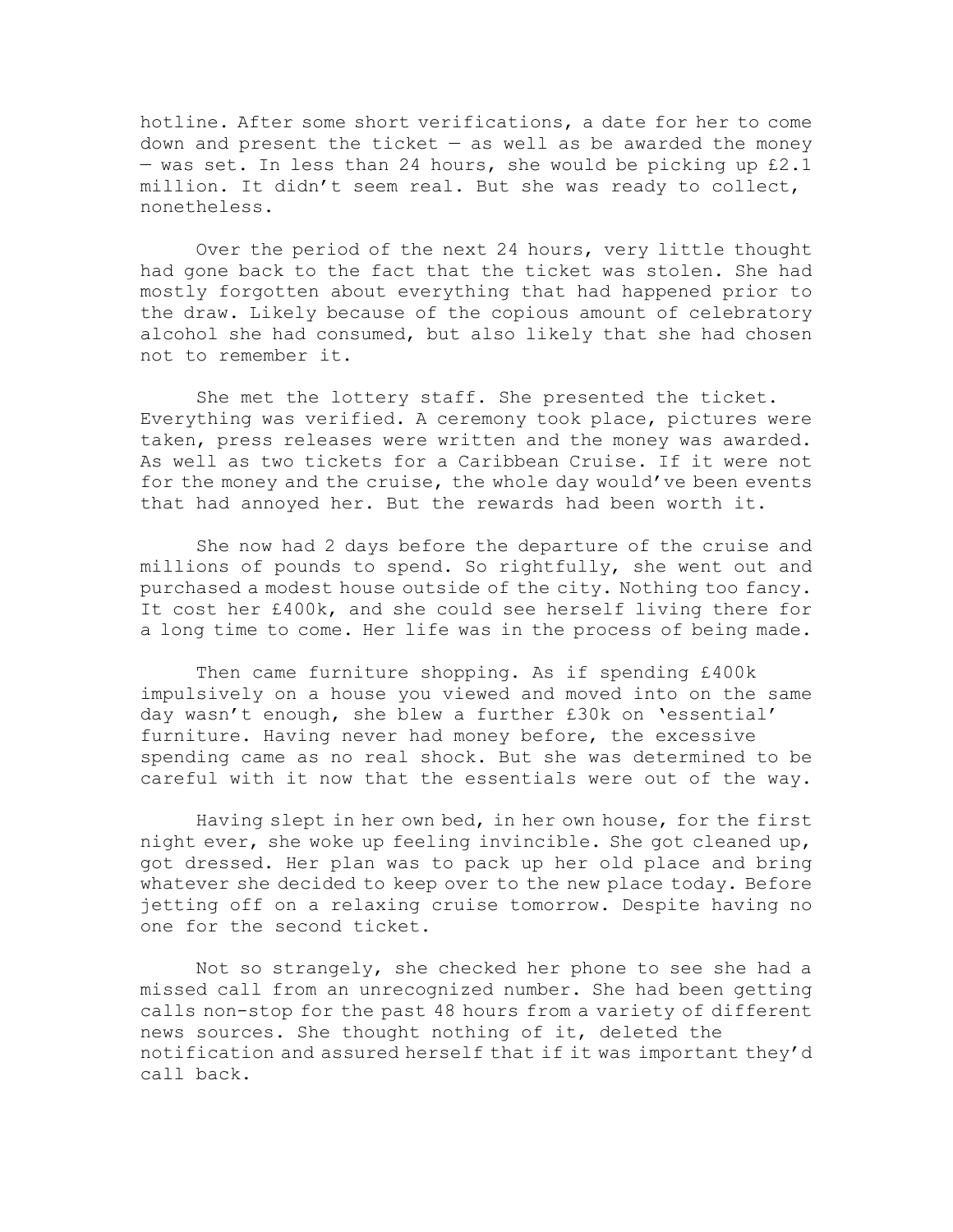hotline. After some short verifications, a date for her to come down and present the ticket — as well as be awarded the money — was set. In less than 24 hours, she would be picking up £2.1 million. It didn't seem real. But she was ready to collect, nonetheless.

Over the period of the next 24 hours, very little thought had gone back to the fact that the ticket was stolen. She had mostly forgotten about everything that had happened prior to the draw. Likely because of the copious amount of celebratory alcohol she had consumed, but also likely that she had chosen not to remember it.

She met the lottery staff. She presented the ticket. Everything was verified. A ceremony took place, pictures were taken, press releases were written and the money was awarded. As well as two tickets for a Caribbean Cruise. If it were not for the money and the cruise, the whole day would've been events that had annoyed her. But the rewards had been worth it.

She now had 2 days before the departure of the cruise and millions of pounds to spend. So rightfully, she went out and purchased a modest house outside of the city. Nothing too fancy. It cost her £400k, and she could see herself living there for a long time to come. Her life was in the process of being made.

Then came furniture shopping. As if spending £400k impulsively on a house you viewed and moved into on the same day wasn't enough, she blew a further £30k on 'essential' furniture. Having never had money before, the excessive spending came as no real shock. But she was determined to be careful with it now that the essentials were out of the way.

Having slept in her own bed, in her own house, for the first night ever, she woke up feeling invincible. She got cleaned up, got dressed. Her plan was to pack up her old place and bring whatever she decided to keep over to the new place today. Before jetting off on a relaxing cruise tomorrow. Despite having no one for the second ticket.

Not so strangely, she checked her phone to see she had a missed call from an unrecognized number. She had been getting calls non-stop for the past 48 hours from a variety of different news sources. She thought nothing of it, deleted the notification and assured herself that if it was important they'd call back.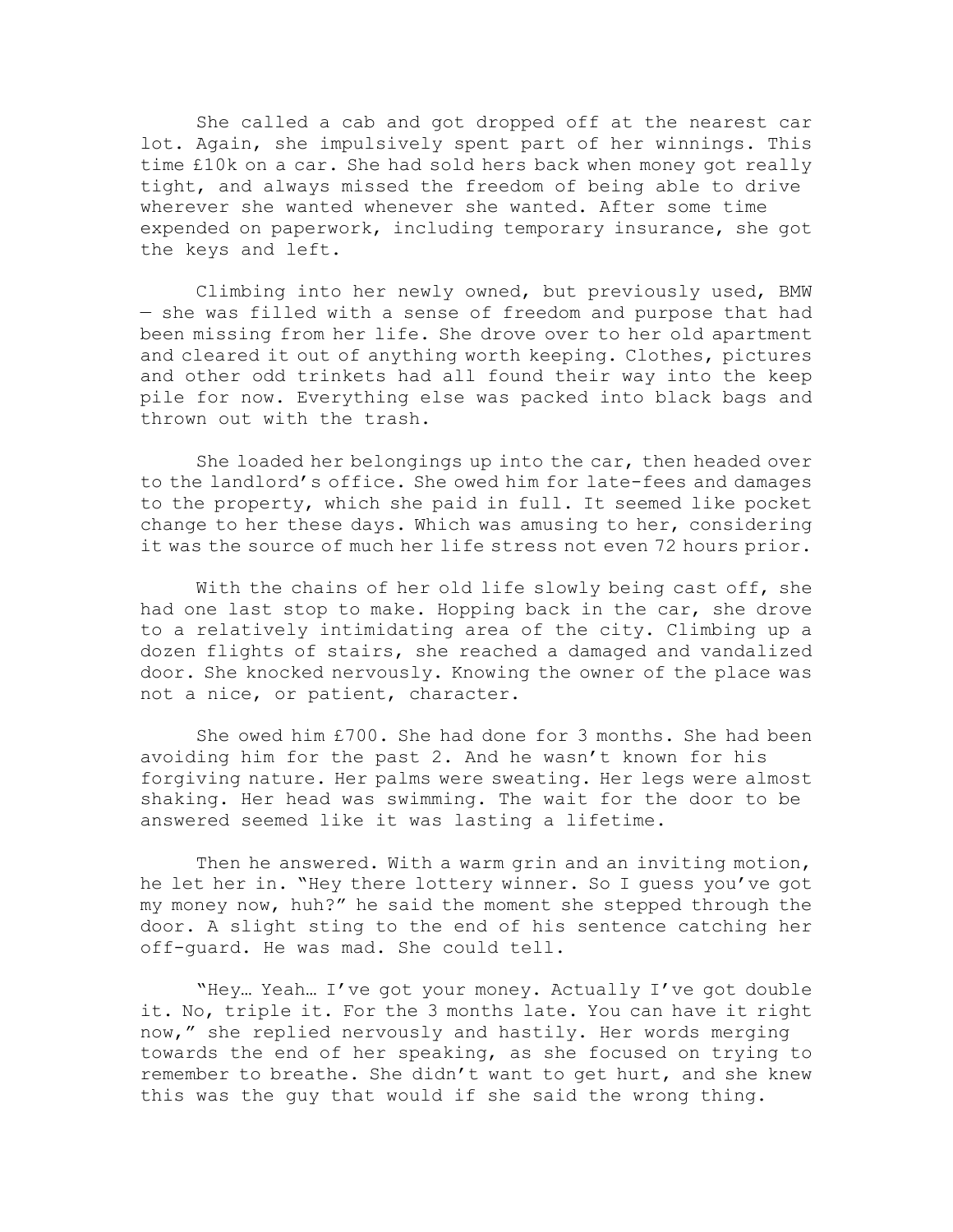She called a cab and got dropped off at the nearest car lot. Again, she impulsively spent part of her winnings. This time £10k on a car. She had sold hers back when money got really tight, and always missed the freedom of being able to drive wherever she wanted whenever she wanted. After some time expended on paperwork, including temporary insurance, she got the keys and left.

Climbing into her newly owned, but previously used, BMW — she was filled with a sense of freedom and purpose that had been missing from her life. She drove over to her old apartment and cleared it out of anything worth keeping. Clothes, pictures and other odd trinkets had all found their way into the keep pile for now. Everything else was packed into black bags and thrown out with the trash.

She loaded her belongings up into the car, then headed over to the landlord's office. She owed him for late-fees and damages to the property, which she paid in full. It seemed like pocket change to her these days. Which was amusing to her, considering it was the source of much her life stress not even 72 hours prior.

With the chains of her old life slowly being cast off, she had one last stop to make. Hopping back in the car, she drove to a relatively intimidating area of the city. Climbing up a dozen flights of stairs, she reached a damaged and vandalized door. She knocked nervously. Knowing the owner of the place was not a nice, or patient, character.

She owed him £700. She had done for 3 months. She had been avoiding him for the past 2. And he wasn't known for his forgiving nature. Her palms were sweating. Her legs were almost shaking. Her head was swimming. The wait for the door to be answered seemed like it was lasting a lifetime.

Then he answered. With a warm grin and an inviting motion, he let her in. "Hey there lottery winner. So I guess you've got my money now, huh?" he said the moment she stepped through the door. A slight sting to the end of his sentence catching her off-guard. He was mad. She could tell.

"Hey… Yeah… I've got your money. Actually I've got double it. No, triple it. For the 3 months late. You can have it right now," she replied nervously and hastily. Her words merging towards the end of her speaking, as she focused on trying to remember to breathe. She didn't want to get hurt, and she knew this was the guy that would if she said the wrong thing.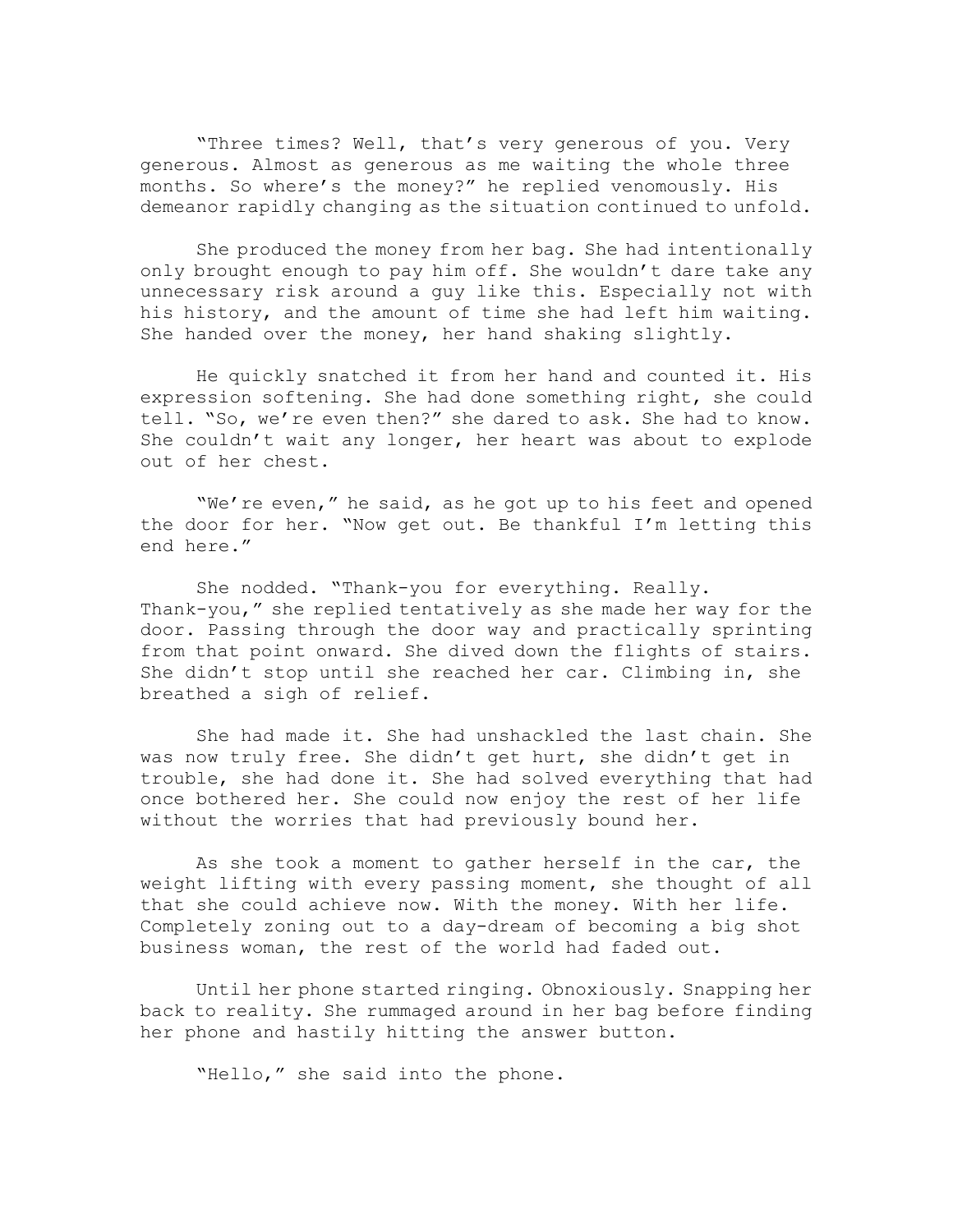"Three times? Well, that's very generous of you. Very generous. Almost as generous as me waiting the whole three months. So where's the money?" he replied venomously. His demeanor rapidly changing as the situation continued to unfold.

She produced the money from her bag. She had intentionally only brought enough to pay him off. She wouldn't dare take any unnecessary risk around a guy like this. Especially not with his history, and the amount of time she had left him waiting. She handed over the money, her hand shaking slightly.

He quickly snatched it from her hand and counted it. His expression softening. She had done something right, she could tell. "So, we're even then?" she dared to ask. She had to know. She couldn't wait any longer, her heart was about to explode out of her chest.

"We're even," he said, as he got up to his feet and opened the door for her. "Now get out. Be thankful I'm letting this end here."

She nodded. "Thank-you for everything. Really. Thank-you," she replied tentatively as she made her way for the door. Passing through the door way and practically sprinting from that point onward. She dived down the flights of stairs. She didn't stop until she reached her car. Climbing in, she breathed a sigh of relief.

She had made it. She had unshackled the last chain. She was now truly free. She didn't get hurt, she didn't get in trouble, she had done it. She had solved everything that had once bothered her. She could now enjoy the rest of her life without the worries that had previously bound her.

As she took a moment to gather herself in the car, the weight lifting with every passing moment, she thought of all that she could achieve now. With the money. With her life. Completely zoning out to a day-dream of becoming a big shot business woman, the rest of the world had faded out.

Until her phone started ringing. Obnoxiously. Snapping her back to reality. She rummaged around in her bag before finding her phone and hastily hitting the answer button.

"Hello," she said into the phone.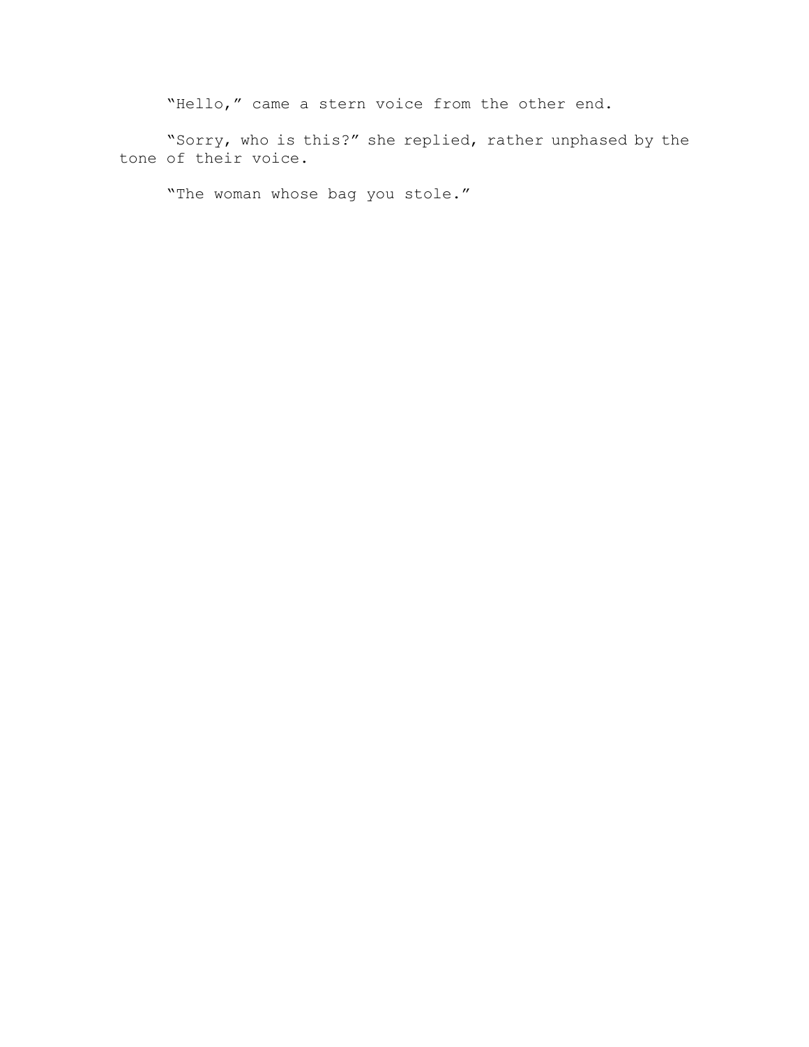"Hello," came a stern voice from the other end.

"Sorry, who is this?" she replied, rather unphased by the tone of their voice.

"The woman whose bag you stole."